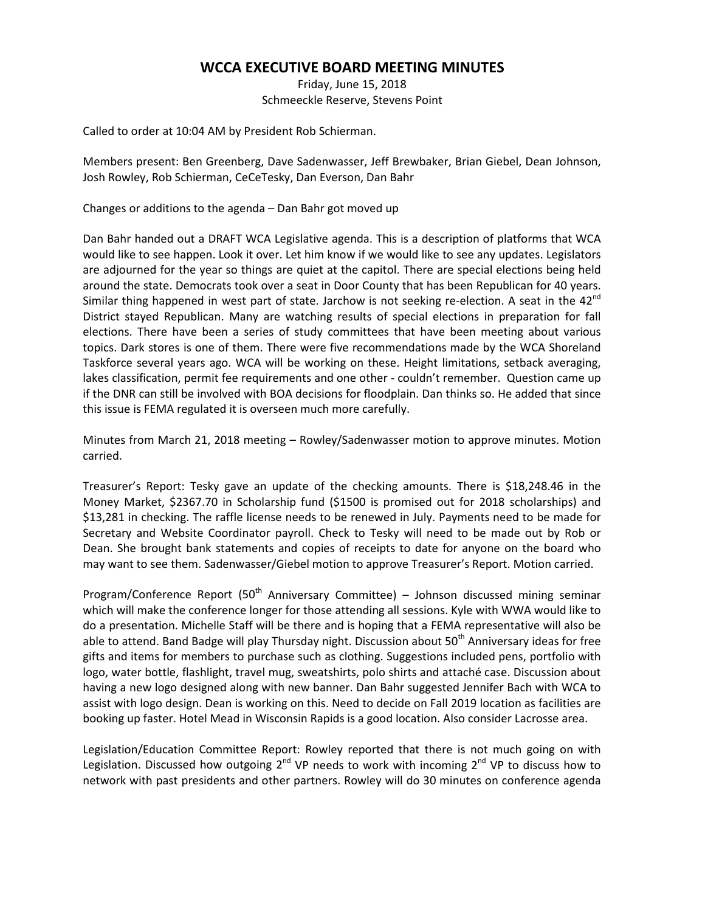# WCCA EXECUTIVE BOARD MEETING MINUTES

Friday, June 15, 2018
Schmeeckle Reserve, Stevens Point

Called to order at 10:04 AM by President Rob Schierman.

Members present: Ben Greenberg, Dave Sadenwasser, Jeff Brewbaker, Brian Giebel, Dean Johnson, Josh Rowley, Rob Schierman, CeCeTesky, Dan Everson, Dan Bahr

Changes or additions to the agenda – Dan Bahr got moved up

Dan Bahr handed out a DRAFT WCA Legislative agenda. This is a description of platforms that WCA would like to see happen. Look it over. Let him know if we would like to see any updates. Legislators are adjourned for the year so things are quiet at the capitol. There are special elections being held around the state. Democrats took over a seat in Door County that has been Republican for 40 years. Similar thing happened in west part of state. Jarchow is not seeking re-election. A seat in the 42nd District stayed Republican. Many are watching results of special elections in preparation for fall elections. There have been a series of study committees that have been meeting about various topics. Dark stores is one of them. There were five recommendations made by the WCA Shoreland Taskforce several years ago. WCA will be working on these. Height limitations, setback averaging, lakes classification, permit fee requirements and one other - couldn't remember. Question came up if the DNR can still be involved with BOA decisions for floodplain. Dan thinks so. He added that since this issue is FEMA regulated it is overseen much more carefully.

Minutes from March 21, 2018 meeting – Rowley/Sadenwasser motion to approve minutes. Motion carried.

Treasurer's Report: Tesky gave an update of the checking amounts. There is $18,248.46 in the Money Market, $2367.70 in Scholarship fund ($1500 is promised out for 2018 scholarships) and $13,281 in checking. The raffle license needs to be renewed in July. Payments need to be made for Secretary and Website Coordinator payroll. Check to Tesky will need to be made out by Rob or Dean. She brought bank statements and copies of receipts to date for anyone on the board who may want to see them. Sadenwasser/Giebel motion to approve Treasurer's Report. Motion carried.

Program/Conference Report (50th Anniversary Committee) – Johnson discussed mining seminar which will make the conference longer for those attending all sessions. Kyle with WWA would like to do a presentation. Michelle Staff will be there and is hoping that a FEMA representative will also be able to attend. Band Badge will play Thursday night. Discussion about 50th Anniversary ideas for free gifts and items for members to purchase such as clothing. Suggestions included pens, portfolio with logo, water bottle, flashlight, travel mug, sweatshirts, polo shirts and attaché case. Discussion about having a new logo designed along with new banner. Dan Bahr suggested Jennifer Bach with WCA to assist with logo design. Dean is working on this. Need to decide on Fall 2019 location as facilities are booking up faster. Hotel Mead in Wisconsin Rapids is a good location. Also consider Lacrosse area.

Legislation/Education Committee Report: Rowley reported that there is not much going on with Legislation. Discussed how outgoing 2nd VP needs to work with incoming 2nd VP to discuss how to network with past presidents and other partners. Rowley will do 30 minutes on conference agenda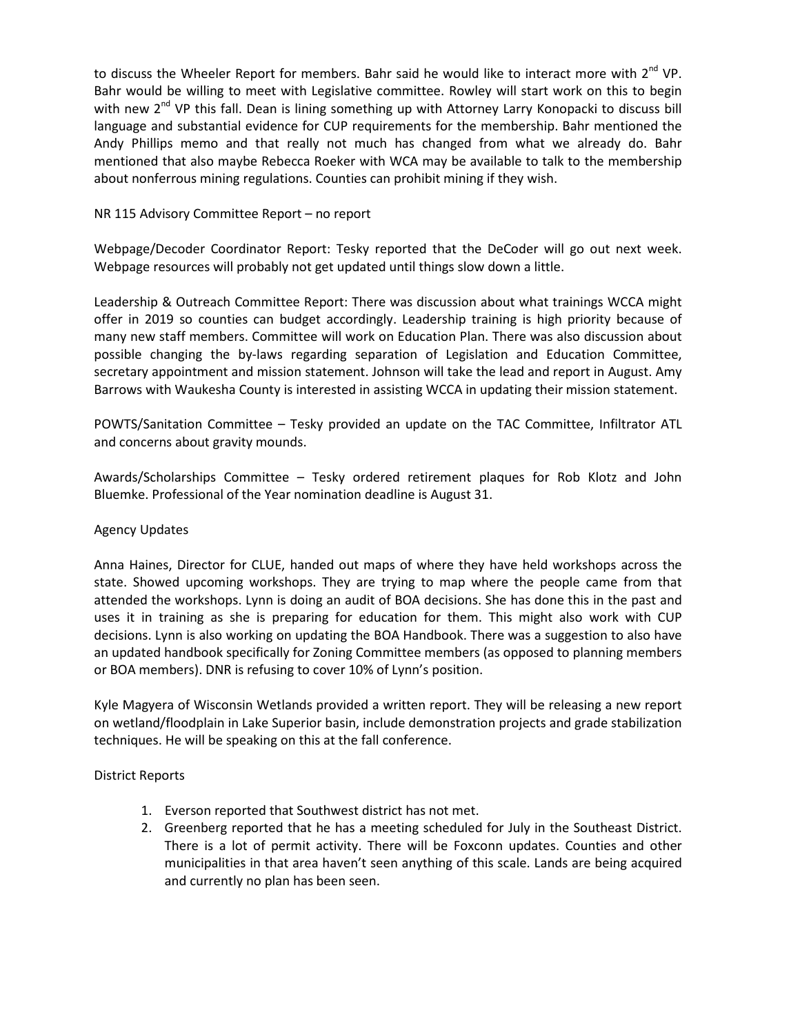to discuss the Wheeler Report for members. Bahr said he would like to interact more with 2nd VP. Bahr would be willing to meet with Legislative committee. Rowley will start work on this to begin with new 2nd VP this fall. Dean is lining something up with Attorney Larry Konopacki to discuss bill language and substantial evidence for CUP requirements for the membership. Bahr mentioned the Andy Phillips memo and that really not much has changed from what we already do. Bahr mentioned that also maybe Rebecca Roeker with WCA may be available to talk to the membership about nonferrous mining regulations. Counties can prohibit mining if they wish.

NR 115 Advisory Committee Report – no report

Webpage/Decoder Coordinator Report: Tesky reported that the DeCoder will go out next week. Webpage resources will probably not get updated until things slow down a little.

Leadership & Outreach Committee Report: There was discussion about what trainings WCCA might offer in 2019 so counties can budget accordingly. Leadership training is high priority because of many new staff members. Committee will work on Education Plan. There was also discussion about possible changing the by-laws regarding separation of Legislation and Education Committee, secretary appointment and mission statement. Johnson will take the lead and report in August. Amy Barrows with Waukesha County is interested in assisting WCCA in updating their mission statement.

POWTS/Sanitation Committee – Tesky provided an update on the TAC Committee, Infiltrator ATL and concerns about gravity mounds.

Awards/Scholarships Committee – Tesky ordered retirement plaques for Rob Klotz and John Bluemke. Professional of the Year nomination deadline is August 31.

Agency Updates

Anna Haines, Director for CLUE, handed out maps of where they have held workshops across the state. Showed upcoming workshops. They are trying to map where the people came from that attended the workshops. Lynn is doing an audit of BOA decisions. She has done this in the past and uses it in training as she is preparing for education for them. This might also work with CUP decisions. Lynn is also working on updating the BOA Handbook. There was a suggestion to also have an updated handbook specifically for Zoning Committee members (as opposed to planning members or BOA members). DNR is refusing to cover 10% of Lynn's position.

Kyle Magyera of Wisconsin Wetlands provided a written report. They will be releasing a new report on wetland/floodplain in Lake Superior basin, include demonstration projects and grade stabilization techniques. He will be speaking on this at the fall conference.

District Reports

1. Everson reported that Southwest district has not met.
2. Greenberg reported that he has a meeting scheduled for July in the Southeast District. There is a lot of permit activity. There will be Foxconn updates. Counties and other municipalities in that area haven't seen anything of this scale. Lands are being acquired and currently no plan has been seen.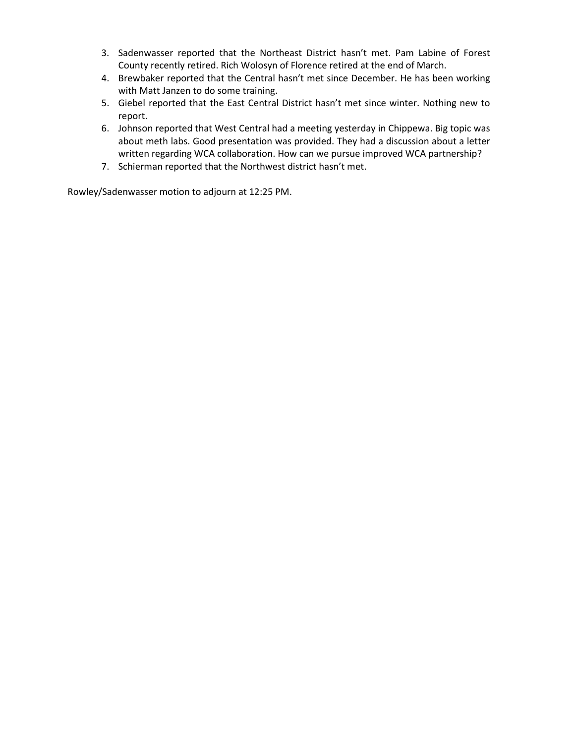3. Sadenwasser reported that the Northeast District hasn't met. Pam Labine of Forest County recently retired. Rich Wolosyn of Florence retired at the end of March.
4. Brewbaker reported that the Central hasn't met since December. He has been working with Matt Janzen to do some training.
5. Giebel reported that the East Central District hasn't met since winter. Nothing new to report.
6. Johnson reported that West Central had a meeting yesterday in Chippewa. Big topic was about meth labs. Good presentation was provided. They had a discussion about a letter written regarding WCA collaboration. How can we pursue improved WCA partnership?
7. Schierman reported that the Northwest district hasn't met.

Rowley/Sadenwasser motion to adjourn at 12:25 PM.